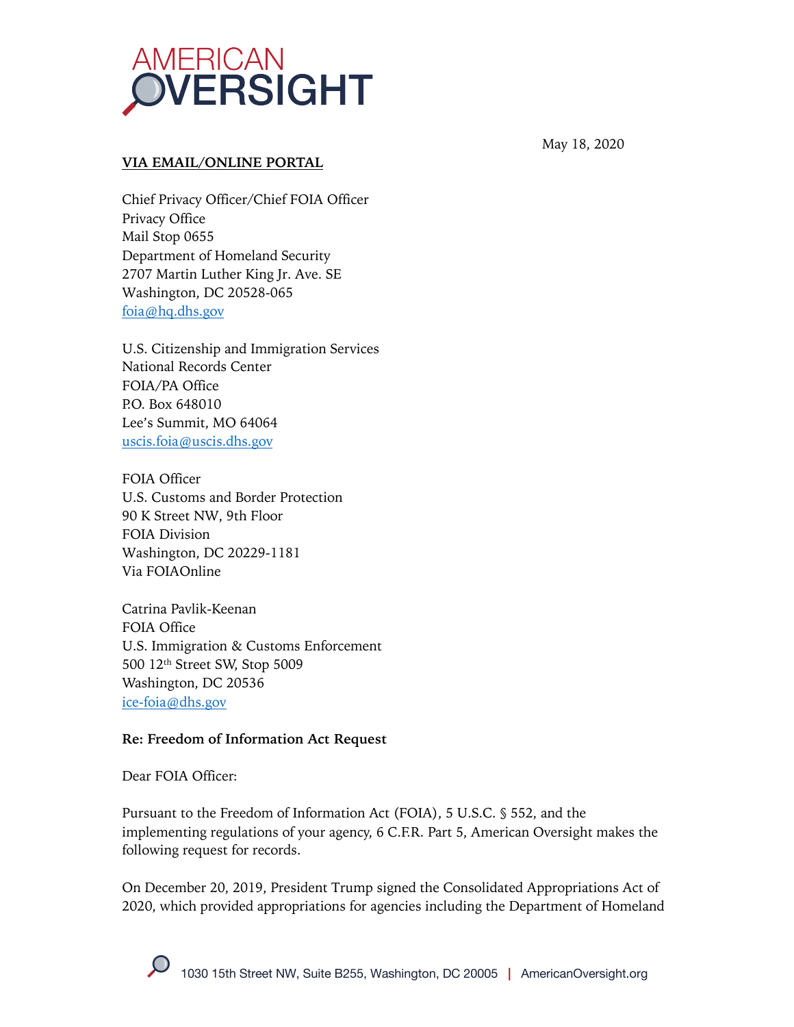AMERICAN OVERSIGHT

May 18, 2020

**VIA EMAIL/ONLINE PORTAL**

Chief Privacy Officer/Chief FOIA Officer
Privacy Office
Mail Stop 0655
Department of Homeland Security
2707 Martin Luther King Jr. Ave. SE
Washington, DC 20528-065
foia@hq.dhs.gov

U.S. Citizenship and Immigration Services
National Records Center
FOIA/PA Office
P.O. Box 648010
Lee's Summit, MO 64064
uscis.foia@uscis.dhs.gov

FOIA Officer
U.S. Customs and Border Protection
90 K Street NW, 9th Floor
FOIA Division
Washington, DC 20229-1181
Via FOIAOnline

Catrina Pavlik-Keenan
FOIA Office
U.S. Immigration & Customs Enforcement
500 12th Street SW, Stop 5009
Washington, DC 20536
ice-foia@dhs.gov

**Re: Freedom of Information Act Request**

Dear FOIA Officer:

Pursuant to the Freedom of Information Act (FOIA), 5 U.S.C. § 552, and the implementing regulations of your agency, 6 C.F.R. Part 5, American Oversight makes the following request for records.

On December 20, 2019, President Trump signed the Consolidated Appropriations Act of 2020, which provided appropriations for agencies including the Department of Homeland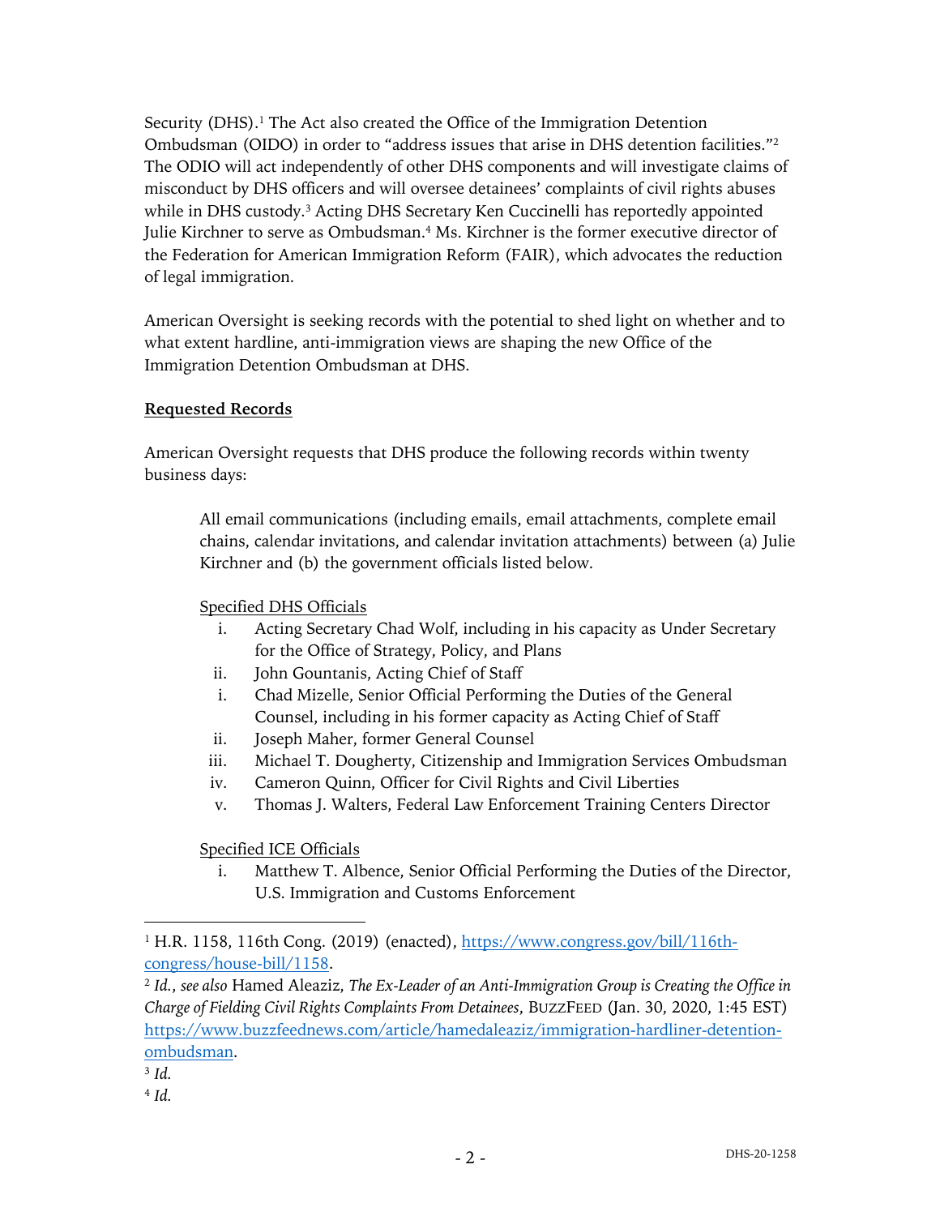Security (DHS).[1] The Act also created the Office of the Immigration Detention Ombudsman (OIDO) in order to "address issues that arise in DHS detention facilities."[2] The ODIO will act independently of other DHS components and will investigate claims of misconduct by DHS officers and will oversee detainees' complaints of civil rights abuses while in DHS custody.[3] Acting DHS Secretary Ken Cuccinelli has reportedly appointed Julie Kirchner to serve as Ombudsman.[4] Ms. Kirchner is the former executive director of the Federation for American Immigration Reform (FAIR), which advocates the reduction of legal immigration.

American Oversight is seeking records with the potential to shed light on whether and to what extent hardline, anti-immigration views are shaping the new Office of the Immigration Detention Ombudsman at DHS.

**Requested Records**

American Oversight requests that DHS produce the following records within twenty business days:

> All email communications (including emails, email attachments, complete email chains, calendar invitations, and calendar invitation attachments) between (a) Julie Kirchner and (b) the government officials listed below.
>
> Specified DHS Officials
>
> i. Acting Secretary Chad Wolf, including in his capacity as Under Secretary for the Office of Strategy, Policy, and Plans
> ii. John Gountanis, Acting Chief of Staff
> i. Chad Mizelle, Senior Official Performing the Duties of the General Counsel, including in his former capacity as Acting Chief of Staff
> ii. Joseph Maher, former General Counsel
> iii. Michael T. Dougherty, Citizenship and Immigration Services Ombudsman
> iv. Cameron Quinn, Officer for Civil Rights and Civil Liberties
> v. Thomas J. Walters, Federal Law Enforcement Training Centers Director
>
> Specified ICE Officials
>
> i. Matthew T. Albence, Senior Official Performing the Duties of the Director, U.S. Immigration and Customs Enforcement

---

[1] H.R. 1158, 116th Cong. (2019) (enacted), https://www.congress.gov/bill/116th-congress/house-bill/1158.

[2] *Id.*, *see also* Hamed Aleaziz, *The Ex-Leader of an Anti-Immigration Group is Creating the Office in Charge of Fielding Civil Rights Complaints From Detainees*, BUZZFEED (Jan. 30, 2020, 1:45 EST) https://www.buzzfeednews.com/article/hamedaleaziz/immigration-hardliner-detention-ombudsman.

[3] *Id.*

[4] *Id.*

DHS-20-1258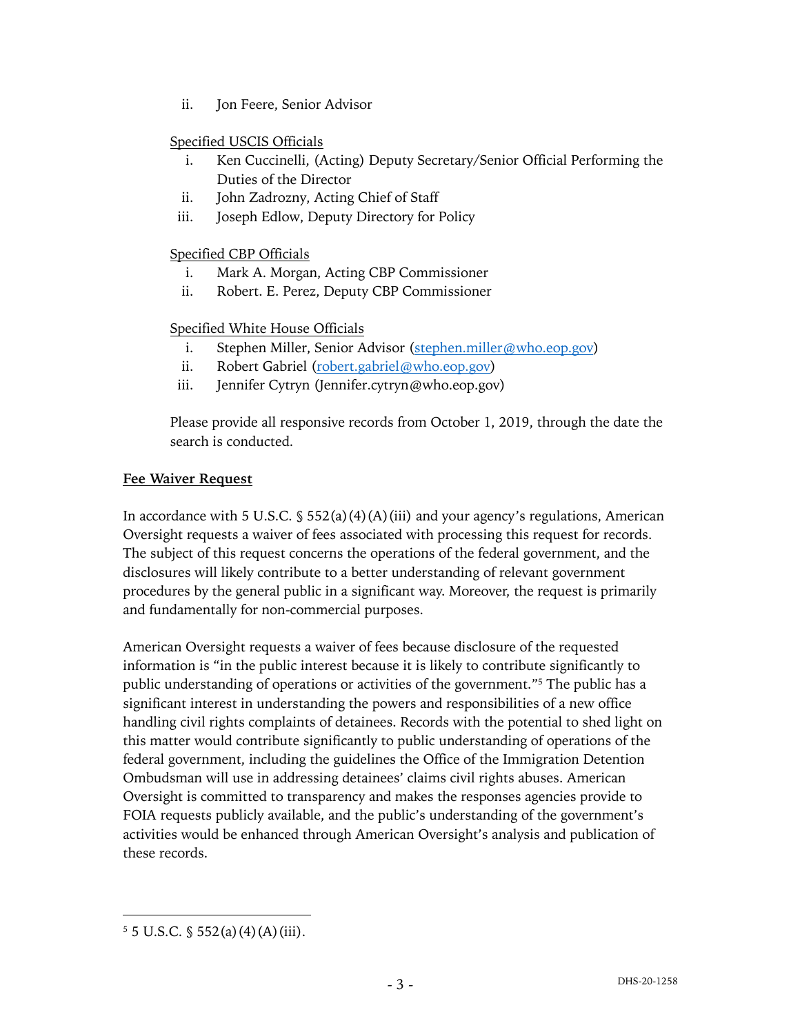ii. Jon Feere, Senior Advisor

Specified USCIS Officials

i. Ken Cuccinelli, (Acting) Deputy Secretary/Senior Official Performing the Duties of the Director
ii. John Zadrozny, Acting Chief of Staff
iii. Joseph Edlow, Deputy Directory for Policy

Specified CBP Officials

i. Mark A. Morgan, Acting CBP Commissioner
ii. Robert. E. Perez, Deputy CBP Commissioner

Specified White House Officials

i. Stephen Miller, Senior Advisor (stephen.miller@who.eop.gov)
ii. Robert Gabriel (robert.gabriel@who.eop.gov)
iii. Jennifer Cytryn (Jennifer.cytryn@who.eop.gov)

Please provide all responsive records from October 1, 2019, through the date the search is conducted.

**Fee Waiver Request**

In accordance with 5 U.S.C. § 552(a)(4)(A)(iii) and your agency's regulations, American Oversight requests a waiver of fees associated with processing this request for records. The subject of this request concerns the operations of the federal government, and the disclosures will likely contribute to a better understanding of relevant government procedures by the general public in a significant way. Moreover, the request is primarily and fundamentally for non-commercial purposes.

American Oversight requests a waiver of fees because disclosure of the requested information is "in the public interest because it is likely to contribute significantly to public understanding of operations or activities of the government."[5] The public has a significant interest in understanding the powers and responsibilities of a new office handling civil rights complaints of detainees. Records with the potential to shed light on this matter would contribute significantly to public understanding of operations of the federal government, including the guidelines the Office of the Immigration Detention Ombudsman will use in addressing detainees' claims civil rights abuses. American Oversight is committed to transparency and makes the responses agencies provide to FOIA requests publicly available, and the public's understanding of the government's activities would be enhanced through American Oversight's analysis and publication of these records.

---

[5] 5 U.S.C. § 552(a)(4)(A)(iii).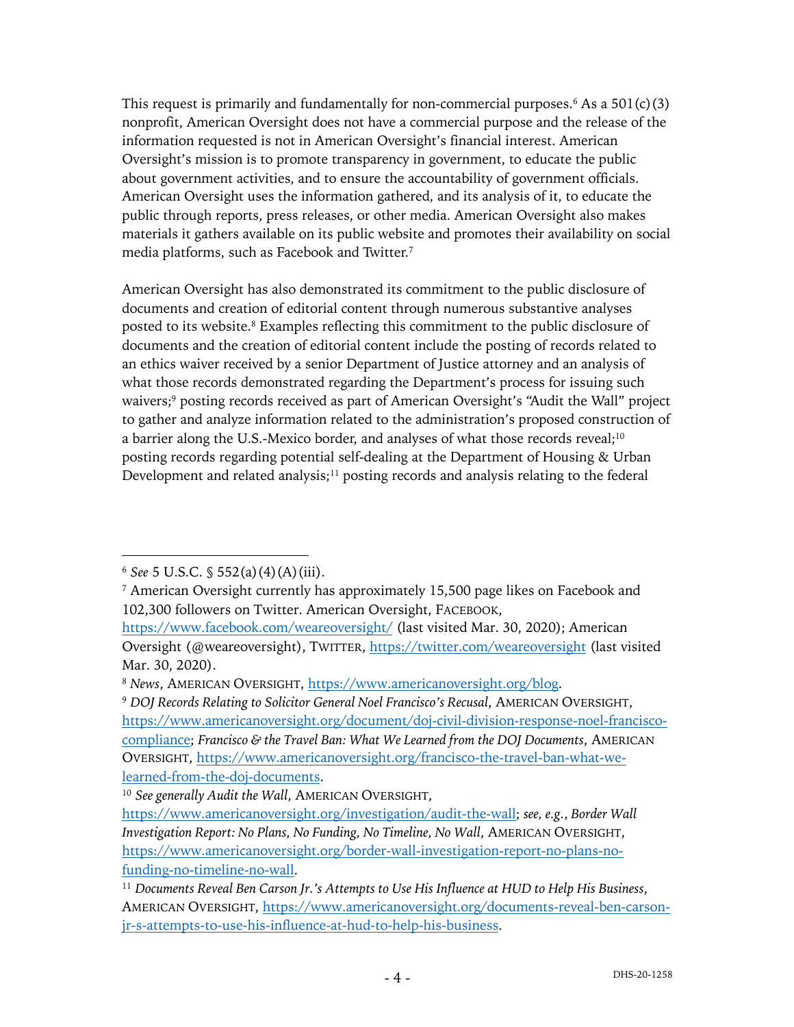This request is primarily and fundamentally for non-commercial purposes.[6] As a 501(c)(3) nonprofit, American Oversight does not have a commercial purpose and the release of the information requested is not in American Oversight's financial interest. American Oversight's mission is to promote transparency in government, to educate the public about government activities, and to ensure the accountability of government officials. American Oversight uses the information gathered, and its analysis of it, to educate the public through reports, press releases, or other media. American Oversight also makes materials it gathers available on its public website and promotes their availability on social media platforms, such as Facebook and Twitter.[7]

American Oversight has also demonstrated its commitment to the public disclosure of documents and creation of editorial content through numerous substantive analyses posted to its website.[8] Examples reflecting this commitment to the public disclosure of documents and the creation of editorial content include the posting of records related to an ethics waiver received by a senior Department of Justice attorney and an analysis of what those records demonstrated regarding the Department's process for issuing such waivers;[9] posting records received as part of American Oversight's "Audit the Wall" project to gather and analyze information related to the administration's proposed construction of a barrier along the U.S.-Mexico border, and analyses of what those records reveal;[10] posting records regarding potential self-dealing at the Department of Housing & Urban Development and related analysis;[11] posting records and analysis relating to the federal

---

[6] *See* 5 U.S.C. § 552(a)(4)(A)(iii).

[7] American Oversight currently has approximately 15,500 page likes on Facebook and 102,300 followers on Twitter. American Oversight, FACEBOOK, https://www.facebook.com/weareoversight/ (last visited Mar. 30, 2020); American Oversight (@weareoversight), TWITTER, https://twitter.com/weareoversight (last visited Mar. 30, 2020).

[8] *News*, AMERICAN OVERSIGHT, https://www.americanoversight.org/blog.

[9] *DOJ Records Relating to Solicitor General Noel Francisco's Recusal*, AMERICAN OVERSIGHT, https://www.americanoversight.org/document/doj-civil-division-response-noel-francisco-compliance; *Francisco & the Travel Ban: What We Learned from the DOJ Documents*, AMERICAN OVERSIGHT, https://www.americanoversight.org/francisco-the-travel-ban-what-we-learned-from-the-doj-documents.

[10] *See generally Audit the Wall*, AMERICAN OVERSIGHT, https://www.americanoversight.org/investigation/audit-the-wall; *see, e.g.*, *Border Wall Investigation Report: No Plans, No Funding, No Timeline, No Wall*, AMERICAN OVERSIGHT, https://www.americanoversight.org/border-wall-investigation-report-no-plans-no-funding-no-timeline-no-wall.

[11] *Documents Reveal Ben Carson Jr.'s Attempts to Use His Influence at HUD to Help His Business*, AMERICAN OVERSIGHT, https://www.americanoversight.org/documents-reveal-ben-carson-jr-s-attempts-to-use-his-influence-at-hud-to-help-his-business.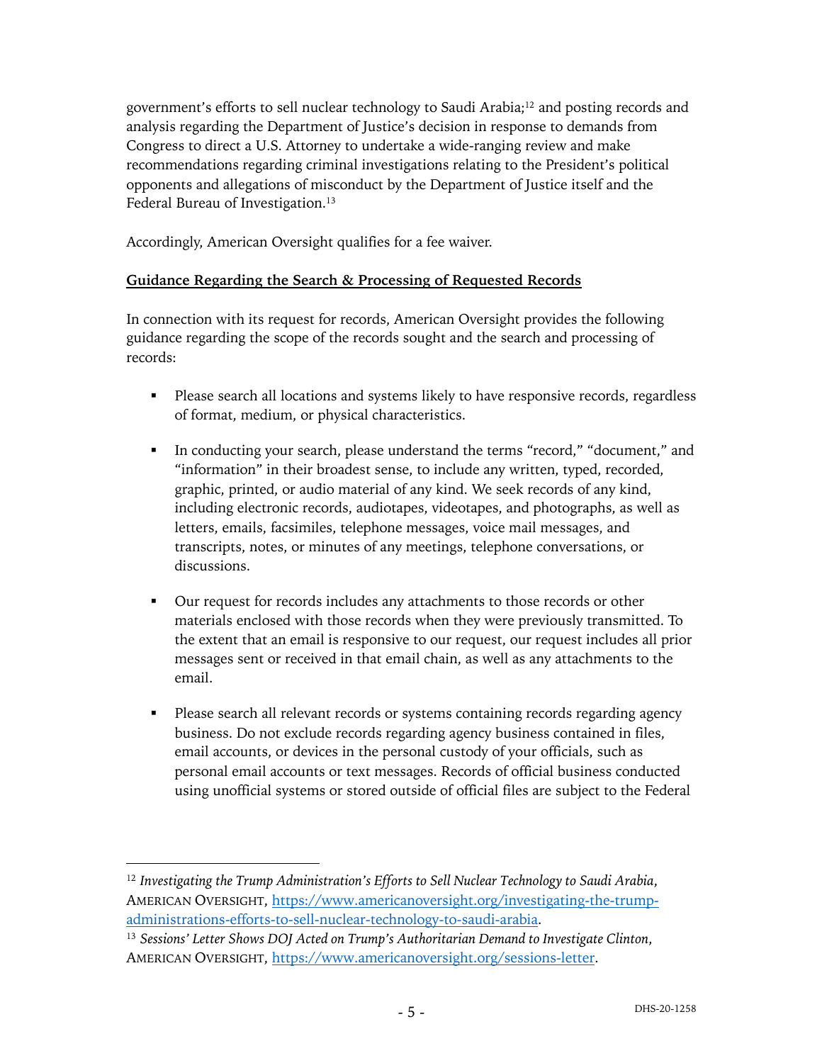government's efforts to sell nuclear technology to Saudi Arabia;[12] and posting records and analysis regarding the Department of Justice's decision in response to demands from Congress to direct a U.S. Attorney to undertake a wide-ranging review and make recommendations regarding criminal investigations relating to the President's political opponents and allegations of misconduct by the Department of Justice itself and the Federal Bureau of Investigation.[13]

Accordingly, American Oversight qualifies for a fee waiver.

**Guidance Regarding the Search & Processing of Requested Records**

In connection with its request for records, American Oversight provides the following guidance regarding the scope of the records sought and the search and processing of records:

- Please search all locations and systems likely to have responsive records, regardless of format, medium, or physical characteristics.

- In conducting your search, please understand the terms "record," "document," and "information" in their broadest sense, to include any written, typed, recorded, graphic, printed, or audio material of any kind. We seek records of any kind, including electronic records, audiotapes, videotapes, and photographs, as well as letters, emails, facsimiles, telephone messages, voice mail messages, and transcripts, notes, or minutes of any meetings, telephone conversations, or discussions.

- Our request for records includes any attachments to those records or other materials enclosed with those records when they were previously transmitted. To the extent that an email is responsive to our request, our request includes all prior messages sent or received in that email chain, as well as any attachments to the email.

- Please search all relevant records or systems containing records regarding agency business. Do not exclude records regarding agency business contained in files, email accounts, or devices in the personal custody of your officials, such as personal email accounts or text messages. Records of official business conducted using unofficial systems or stored outside of official files are subject to the Federal

---

[12] *Investigating the Trump Administration's Efforts to Sell Nuclear Technology to Saudi Arabia*, AMERICAN OVERSIGHT, https://www.americanoversight.org/investigating-the-trump-administrations-efforts-to-sell-nuclear-technology-to-saudi-arabia.

[13] *Sessions' Letter Shows DOJ Acted on Trump's Authoritarian Demand to Investigate Clinton*, AMERICAN OVERSIGHT, https://www.americanoversight.org/sessions-letter.

DHS-20-1258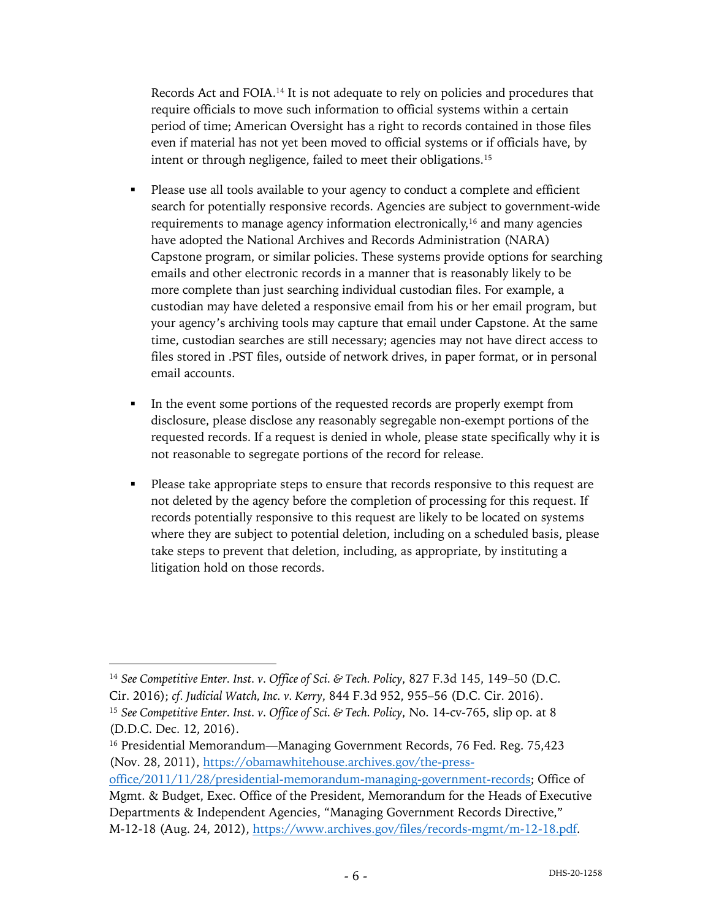Records Act and FOIA.[14] It is not adequate to rely on policies and procedures that require officials to move such information to official systems within a certain period of time; American Oversight has a right to records contained in those files even if material has not yet been moved to official systems or if officials have, by intent or through negligence, failed to meet their obligations.[15]

- Please use all tools available to your agency to conduct a complete and efficient search for potentially responsive records. Agencies are subject to government-wide requirements to manage agency information electronically,[16] and many agencies have adopted the National Archives and Records Administration (NARA) Capstone program, or similar policies. These systems provide options for searching emails and other electronic records in a manner that is reasonably likely to be more complete than just searching individual custodian files. For example, a custodian may have deleted a responsive email from his or her email program, but your agency's archiving tools may capture that email under Capstone. At the same time, custodian searches are still necessary; agencies may not have direct access to files stored in .PST files, outside of network drives, in paper format, or in personal email accounts.

- In the event some portions of the requested records are properly exempt from disclosure, please disclose any reasonably segregable non-exempt portions of the requested records. If a request is denied in whole, please state specifically why it is not reasonable to segregate portions of the record for release.

- Please take appropriate steps to ensure that records responsive to this request are not deleted by the agency before the completion of processing for this request. If records potentially responsive to this request are likely to be located on systems where they are subject to potential deletion, including on a scheduled basis, please take steps to prevent that deletion, including, as appropriate, by instituting a litigation hold on those records.

---

[14] *See Competitive Enter. Inst. v. Office of Sci. & Tech. Policy*, 827 F.3d 145, 149–50 (D.C. Cir. 2016); *cf. Judicial Watch, Inc. v. Kerry*, 844 F.3d 952, 955–56 (D.C. Cir. 2016).

[15] *See Competitive Enter. Inst. v. Office of Sci. & Tech. Policy*, No. 14-cv-765, slip op. at 8 (D.D.C. Dec. 12, 2016).

[16] Presidential Memorandum—Managing Government Records, 76 Fed. Reg. 75,423 (Nov. 28, 2011), https://obamawhitehouse.archives.gov/the-press-office/2011/11/28/presidential-memorandum-managing-government-records; Office of Mgmt. & Budget, Exec. Office of the President, Memorandum for the Heads of Executive Departments & Independent Agencies, "Managing Government Records Directive," M-12-18 (Aug. 24, 2012), https://www.archives.gov/files/records-mgmt/m-12-18.pdf.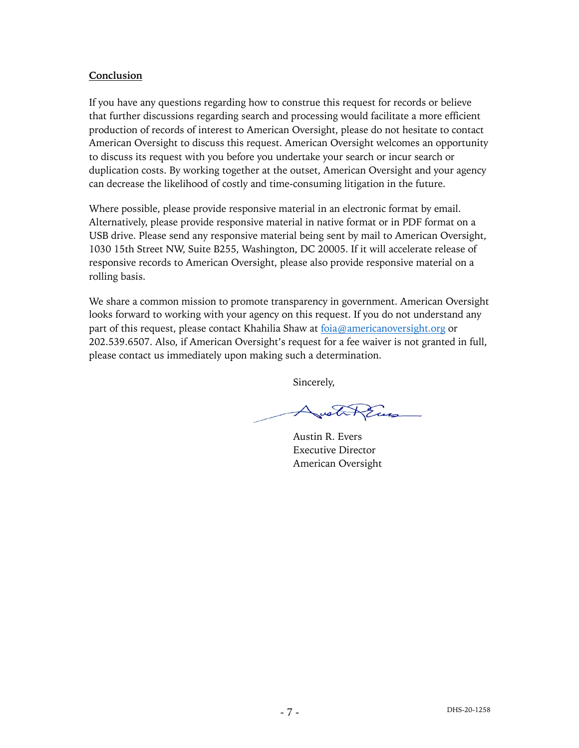**Conclusion**

If you have any questions regarding how to construe this request for records or believe that further discussions regarding search and processing would facilitate a more efficient production of records of interest to American Oversight, please do not hesitate to contact American Oversight to discuss this request. American Oversight welcomes an opportunity to discuss its request with you before you undertake your search or incur search or duplication costs. By working together at the outset, American Oversight and your agency can decrease the likelihood of costly and time-consuming litigation in the future.

Where possible, please provide responsive material in an electronic format by email. Alternatively, please provide responsive material in native format or in PDF format on a USB drive. Please send any responsive material being sent by mail to American Oversight, 1030 15th Street NW, Suite B255, Washington, DC 20005. If it will accelerate release of responsive records to American Oversight, please also provide responsive material on a rolling basis.

We share a common mission to promote transparency in government. American Oversight looks forward to working with your agency on this request. If you do not understand any part of this request, please contact Khahilia Shaw at foia@americanoversight.org or 202.539.6507. Also, if American Oversight's request for a fee waiver is not granted in full, please contact us immediately upon making such a determination.

Sincerely,

Austin R. Evers
Executive Director
American Oversight

DHS-20-1258